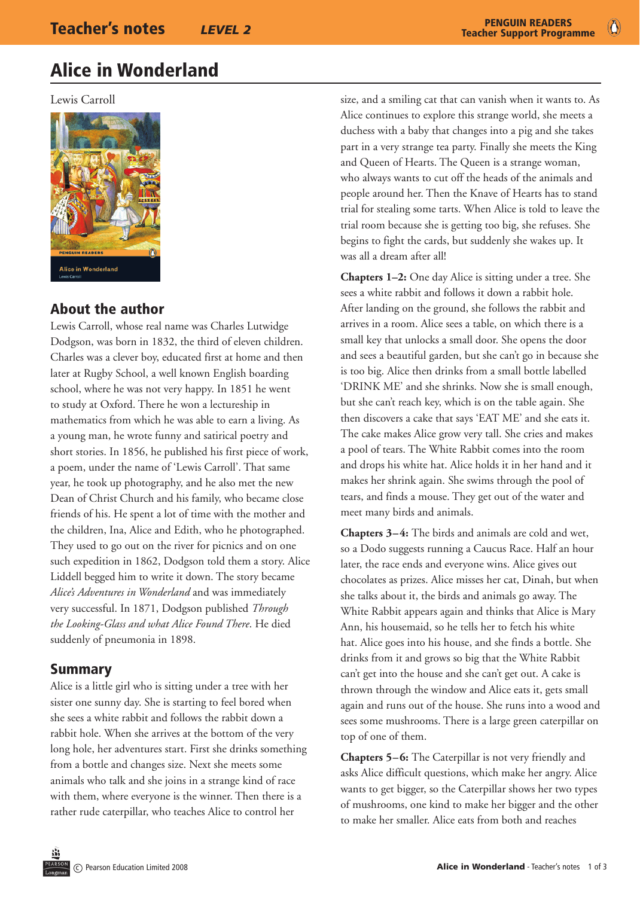# Alice in Wonderland

Lewis Carroll

## About the author

Lewis Carroll, whose real name was Charles Lutwidge Dodgson, was born in 1832, the third of eleven children. Charles was a clever boy, educated first at home and then later at Rugby School, a well known English boarding school, where he was not very happy. In 1851 he went to study at Oxford. There he won a lectureship in mathematics from which he was able to earn a living. As a young man, he wrote funny and satirical poetry and short stories. In 1856, he published his first piece of work, a poem, under the name of 'Lewis Carroll'. That same year, he took up photography, and he also met the new Dean of Christ Church and his family, who became close friends of his. He spent a lot of time with the mother and the children, Ina, Alice and Edith, who he photographed. They used to go out on the river for picnics and on one such expedition in 1862, Dodgson told them a story. Alice Liddell begged him to write it down. The story became *Alice's Adventures in Wonderland* and was immediately very successful. In 1871, Dodgson published *Through the Looking-Glass and what Alice Found There*. He died suddenly of pneumonia in 1898.

## Summary

Alice is a little girl who is sitting under a tree with her sister one sunny day. She is starting to feel bored when she sees a white rabbit and follows the rabbit down a rabbit hole. When she arrives at the bottom of the very long hole, her adventures start. First she drinks something from a bottle and changes size. Next she meets some animals who talk and she joins in a strange kind of race with them, where everyone is the winner. Then there is a rather rude caterpillar, who teaches Alice to control her size, and a smiling cat that can vanish when it wants to. As Alice continues to explore this strange world, she meets a duchess with a baby that changes into a pig and she takes part in a very strange tea party. Finally she meets the King and Queen of Hearts. The Queen is a strange woman, who always wants to cut off the heads of the animals and people around her. Then the Knave of Hearts has to stand trial for stealing some tarts. When Alice is told to leave the trial room because she is getting too big, she refuses. She begins to fight the cards, but suddenly she wakes up. It was all a dream after all!

**Chapters 1–2:** One day Alice is sitting under a tree. She sees a white rabbit and follows it down a rabbit hole. After landing on the ground, she follows the rabbit and arrives in a room. Alice sees a table, on which there is a small key that unlocks a small door. She opens the door and sees a beautiful garden, but she can't go in because she is too big. Alice then drinks from a small bottle labelled 'DRINK ME' and she shrinks. Now she is small enough, but she can't reach key, which is on the table again. She then discovers a cake that says 'EAT ME' and she eats it. The cake makes Alice grow very tall. She cries and makes a pool of tears. The White Rabbit comes into the room and drops his white hat. Alice holds it in her hand and it makes her shrink again. She swims through the pool of tears, and finds a mouse. They get out of the water and meet many birds and animals.

**Chapters 3–4:** The birds and animals are cold and wet, so a Dodo suggests running a Caucus Race. Half an hour later, the race ends and everyone wins. Alice gives out chocolates as prizes. Alice misses her cat, Dinah, but when she talks about it, the birds and animals go away. The White Rabbit appears again and thinks that Alice is Mary Ann, his housemaid, so he tells her to fetch his white hat. Alice goes into his house, and she finds a bottle. She drinks from it and grows so big that the White Rabbit can't get into the house and she can't get out. A cake is thrown through the window and Alice eats it, gets small again and runs out of the house. She runs into a wood and sees some mushrooms. There is a large green caterpillar on top of one of them.

**Chapters 5–6:** The Caterpillar is not very friendly and asks Alice difficult questions, which make her angry. Alice wants to get bigger, so the Caterpillar shows her two types of mushrooms, one kind to make her bigger and the other to make her smaller. Alice eats from both and reaches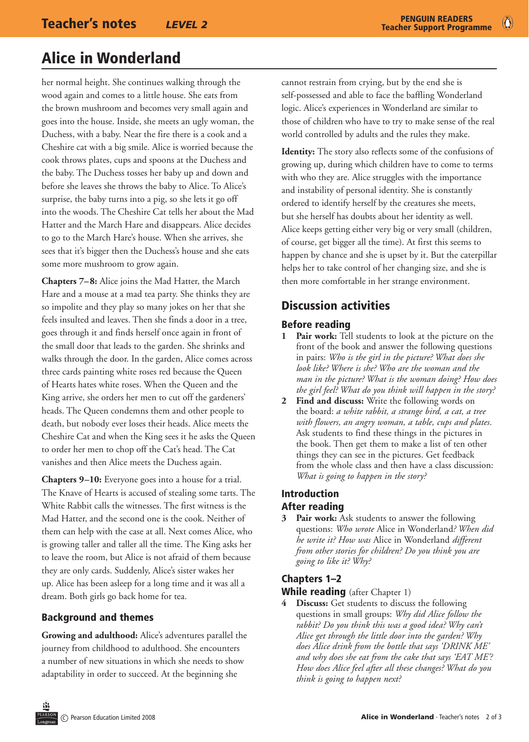# Alice in Wonderland

her normal height. She continues walking through the wood again and comes to a little house. She eats from the brown mushroom and becomes very small again and goes into the house. Inside, she meets an ugly woman, the Duchess, with a baby. Near the fire there is a cook and a Cheshire cat with a big smile. Alice is worried because the cook throws plates, cups and spoons at the Duchess and the baby. The Duchess tosses her baby up and down and before she leaves she throws the baby to Alice. To Alice's surprise, the baby turns into a pig, so she lets it go off into the woods. The Cheshire Cat tells her about the Mad Hatter and the March Hare and disappears. Alice decides to go to the March Hare's house. When she arrives, she sees that it's bigger then the Duchess's house and she eats some more mushroom to grow again.

**Chapters 7–8:** Alice joins the Mad Hatter, the March Hare and a mouse at a mad tea party. She thinks they are so impolite and they play so many jokes on her that she feels insulted and leaves. Then she finds a door in a tree, goes through it and finds herself once again in front of the small door that leads to the garden. She shrinks and walks through the door. In the garden, Alice comes across three cards painting white roses red because the Queen of Hearts hates white roses. When the Queen and the King arrive, she orders her men to cut off the gardeners' heads. The Queen condemns them and other people to death, but nobody ever loses their heads. Alice meets the Cheshire Cat and when the King sees it he asks the Queen to order her men to chop off the Cat's head. The Cat vanishes and then Alice meets the Duchess again.

**Chapters 9–10:** Everyone goes into a house for a trial. The Knave of Hearts is accused of stealing some tarts. The White Rabbit calls the witnesses. The first witness is the Mad Hatter, and the second one is the cook. Neither of them can help with the case at all. Next comes Alice, who is growing taller and taller all the time. The King asks her to leave the room, but Alice is not afraid of them because they are only cards. Suddenly, Alice's sister wakes her up. Alice has been asleep for a long time and it was all a dream. Both girls go back home for tea.

## Background and themes

**Growing and adulthood:** Alice's adventures parallel the journey from childhood to adulthood. She encounters a number of new situations in which she needs to show adaptability in order to succeed. At the beginning she cannot restrain from crying, but by the end she is self-possessed and able to face the baffling Wonderland logic. Alice's experiences in Wonderland are similar to those of children who have to try to make sense of the real world controlled by adults and the rules they make.

**Identity:** The story also reflects some of the confusions of growing up, during which children have to come to terms with who they are. Alice struggles with the importance and instability of personal identity. She is constantly ordered to identify herself by the creatures she meets, but she herself has doubts about her identity as well. Alice keeps getting either very big or very small (children, of course, get bigger all the time). At first this seems to happen by chance and she is upset by it. But the caterpillar helps her to take control of her changing size, and she is then more comfortable in her strange environment.

## Discussion activities

### Before reading

1. **Pair work:** Tell students to look at the picture on the front of the book and answer the following questions in pairs: *Who is the girl in the picture? What does she look like? Where is she? Who are the woman and the man in the picture? What is the woman doing? How does the girl feel? What do you think will happen in the story?*
2. **Find and discuss:** Write the following words on the board: *a white rabbit, a strange bird, a cat, a tree with flowers, an angry woman, a table, cups and plates.* Ask students to find these things in the pictures in the book. Then get them to make a list of ten other things they can see in the pictures. Get feedback from the whole class and then have a class discussion: *What is going to happen in the story?*

### Introduction

### After reading

3. **Pair work:** Ask students to answer the following questions: *Who wrote* Alice in Wonderland*? When did he write it? How was* Alice in Wonderland *different from other stories for children? Do you think you are going to like it? Why?*

### Chapters 1–2

### While reading (after Chapter 1)

4. **Discuss:** Get students to discuss the following questions in small groups: *Why did Alice follow the rabbit? Do you think this was a good idea? Why can't Alice get through the little door into the garden? Why does Alice drink from the bottle that says 'DRINK ME' and why does she eat from the cake that says 'EAT ME'? How does Alice feel after all these changes? What do you think is going to happen next?*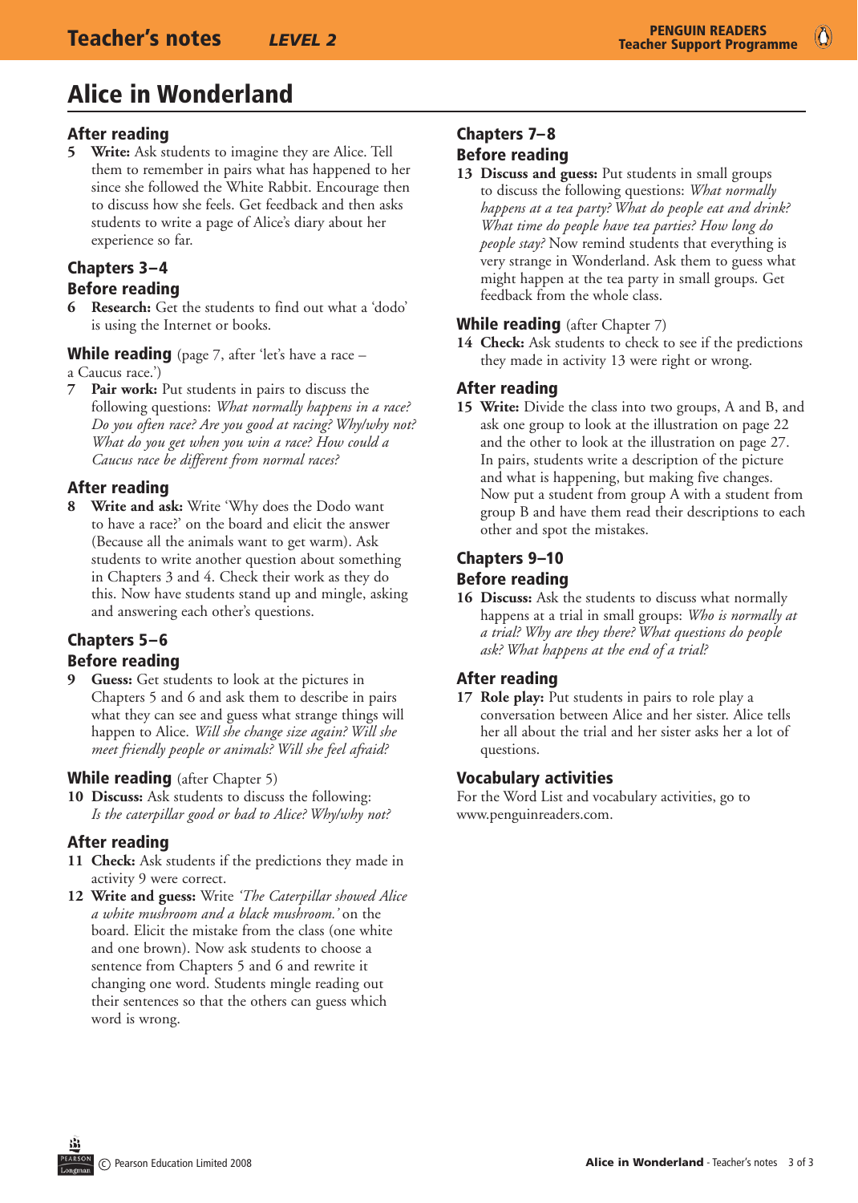# Alice in Wonderland

### After reading

5 **Write:** Ask students to imagine they are Alice. Tell them to remember in pairs what has happened to her since she followed the White Rabbit. Encourage then to discuss how she feels. Get feedback and then asks students to write a page of Alice's diary about her experience so far.

## Chapters 3–4

### Before reading

6 **Research:** Get the students to find out what a 'dodo' is using the Internet or books.

### While reading (page 7, after 'let's have a race – a Caucus race.')

7 **Pair work:** Put students in pairs to discuss the following questions: *What normally happens in a race? Do you often race? Are you good at racing? Why/why not? What do you get when you win a race? How could a Caucus race be different from normal races?*

### After reading

8 **Write and ask:** Write 'Why does the Dodo want to have a race?' on the board and elicit the answer (Because all the animals want to get warm). Ask students to write another question about something in Chapters 3 and 4. Check their work as they do this. Now have students stand up and mingle, asking and answering each other's questions.

## Chapters 5–6

### Before reading

9 **Guess:** Get students to look at the pictures in Chapters 5 and 6 and ask them to describe in pairs what they can see and guess what strange things will happen to Alice. *Will she change size again? Will she meet friendly people or animals? Will she feel afraid?*

### While reading (after Chapter 5)

10 **Discuss:** Ask students to discuss the following: *Is the caterpillar good or bad to Alice? Why/why not?*

### After reading

11 **Check:** Ask students if the predictions they made in activity 9 were correct.

12 **Write and guess:** Write *'The Caterpillar showed Alice a white mushroom and a black mushroom.'* on the board. Elicit the mistake from the class (one white and one brown). Now ask students to choose a sentence from Chapters 5 and 6 and rewrite it changing one word. Students mingle reading out their sentences so that the others can guess which word is wrong.

## Chapters 7–8

### Before reading

13 **Discuss and guess:** Put students in small groups to discuss the following questions: *What normally happens at a tea party? What do people eat and drink? What time do people have tea parties? How long do people stay?* Now remind students that everything is very strange in Wonderland. Ask them to guess what might happen at the tea party in small groups. Get feedback from the whole class.

### While reading (after Chapter 7)

14 **Check:** Ask students to check to see if the predictions they made in activity 13 were right or wrong.

### After reading

15 **Write:** Divide the class into two groups, A and B, and ask one group to look at the illustration on page 22 and the other to look at the illustration on page 27. In pairs, students write a description of the picture and what is happening, but making five changes. Now put a student from group A with a student from group B and have them read their descriptions to each other and spot the mistakes.

## Chapters 9–10

### Before reading

16 **Discuss:** Ask the students to discuss what normally happens at a trial in small groups: *Who is normally at a trial? Why are they there? What questions do people ask? What happens at the end of a trial?*

### After reading

17 **Role play:** Put students in pairs to role play a conversation between Alice and her sister. Alice tells her all about the trial and her sister asks her a lot of questions.

## Vocabulary activities

For the Word List and vocabulary activities, go to www.penguinreaders.com.

© Pearson Education Limited 2008